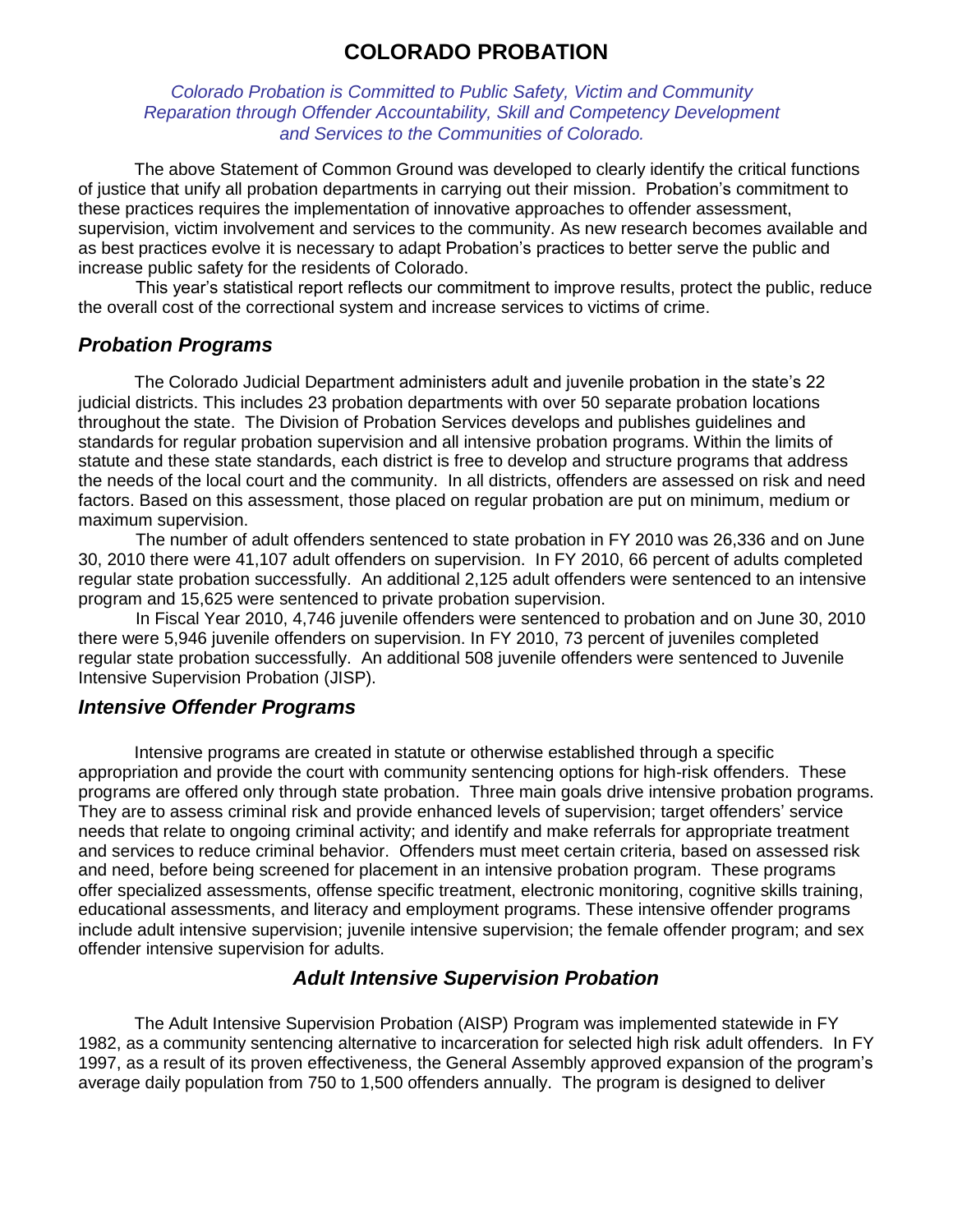# COLORADO PROBATION

*Colorado Probation is Committed to Public Safety, Victim and Community Reparation through Offender Accountability, Skill and Competency Development and Services to the Communities of Colorado.*

The above Statement of Common Ground was developed to clearly identify the critical functions of justice that unify all probation departments in carrying out their mission. Probation's commitment to these practices requires the implementation of innovative approaches to offender assessment, supervision, victim involvement and services to the community. As new research becomes available and as best practices evolve it is necessary to adapt Probation's practices to better serve the public and increase public safety for the residents of Colorado.

This year's statistical report reflects our commitment to improve results, protect the public, reduce the overall cost of the correctional system and increase services to victims of crime.

## *Probation Programs*

The Colorado Judicial Department administers adult and juvenile probation in the state's 22 judicial districts. This includes 23 probation departments with over 50 separate probation locations throughout the state. The Division of Probation Services develops and publishes guidelines and standards for regular probation supervision and all intensive probation programs. Within the limits of statute and these state standards, each district is free to develop and structure programs that address the needs of the local court and the community. In all districts, offenders are assessed on risk and need factors. Based on this assessment, those placed on regular probation are put on minimum, medium or maximum supervision.

The number of adult offenders sentenced to state probation in FY 2010 was 26,336 and on June 30, 2010 there were 41,107 adult offenders on supervision. In FY 2010, 66 percent of adults completed regular state probation successfully. An additional 2,125 adult offenders were sentenced to an intensive program and 15,625 were sentenced to private probation supervision.

In Fiscal Year 2010, 4,746 juvenile offenders were sentenced to probation and on June 30, 2010 there were 5,946 juvenile offenders on supervision. In FY 2010, 73 percent of juveniles completed regular state probation successfully. An additional 508 juvenile offenders were sentenced to Juvenile Intensive Supervision Probation (JISP).

## *Intensive Offender Programs*

Intensive programs are created in statute or otherwise established through a specific appropriation and provide the court with community sentencing options for high-risk offenders. These programs are offered only through state probation. Three main goals drive intensive probation programs. They are to assess criminal risk and provide enhanced levels of supervision; target offenders' service needs that relate to ongoing criminal activity; and identify and make referrals for appropriate treatment and services to reduce criminal behavior. Offenders must meet certain criteria, based on assessed risk and need, before being screened for placement in an intensive probation program. These programs offer specialized assessments, offense specific treatment, electronic monitoring, cognitive skills training, educational assessments, and literacy and employment programs. These intensive offender programs include adult intensive supervision; juvenile intensive supervision; the female offender program; and sex offender intensive supervision for adults.

### *Adult Intensive Supervision Probation*

The Adult Intensive Supervision Probation (AISP) Program was implemented statewide in FY 1982, as a community sentencing alternative to incarceration for selected high risk adult offenders. In FY 1997, as a result of its proven effectiveness, the General Assembly approved expansion of the program's average daily population from 750 to 1,500 offenders annually. The program is designed to deliver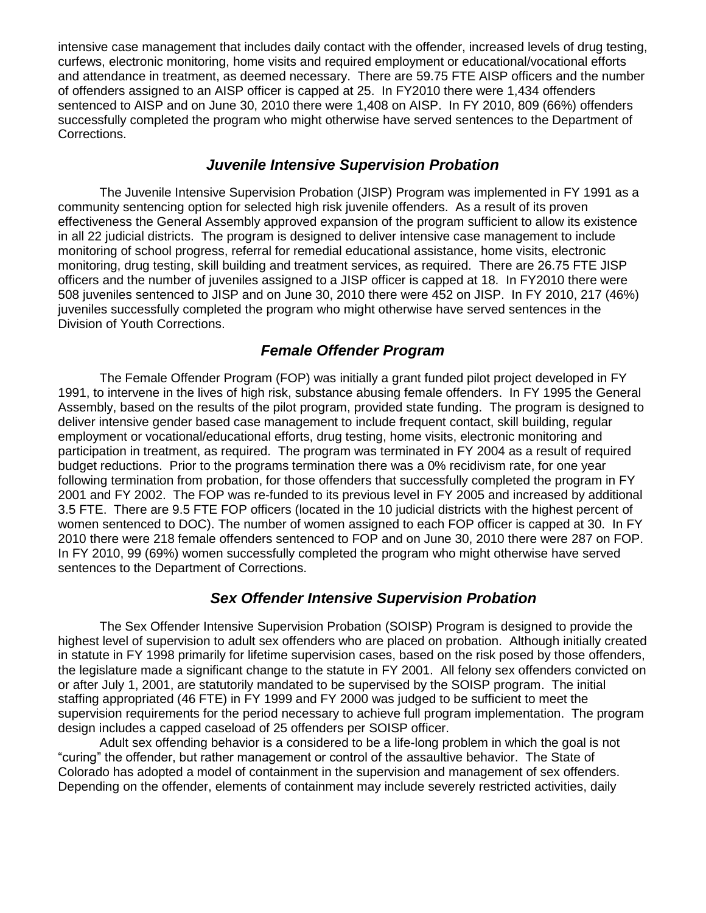intensive case management that includes daily contact with the offender, increased levels of drug testing, curfews, electronic monitoring, home visits and required employment or educational/vocational efforts and attendance in treatment, as deemed necessary. There are 59.75 FTE AISP officers and the number of offenders assigned to an AISP officer is capped at 25. In FY2010 there were 1,434 offenders sentenced to AISP and on June 30, 2010 there were 1,408 on AISP. In FY 2010, 809 (66%) offenders successfully completed the program who might otherwise have served sentences to the Department of Corrections.

## *Juvenile Intensive Supervision Probation*

The Juvenile Intensive Supervision Probation (JISP) Program was implemented in FY 1991 as a community sentencing option for selected high risk juvenile offenders. As a result of its proven effectiveness the General Assembly approved expansion of the program sufficient to allow its existence in all 22 judicial districts. The program is designed to deliver intensive case management to include monitoring of school progress, referral for remedial educational assistance, home visits, electronic monitoring, drug testing, skill building and treatment services, as required. There are 26.75 FTE JISP officers and the number of juveniles assigned to a JISP officer is capped at 18. In FY2010 there were 508 juveniles sentenced to JISP and on June 30, 2010 there were 452 on JISP. In FY 2010, 217 (46%) juveniles successfully completed the program who might otherwise have served sentences in the Division of Youth Corrections.

## *Female Offender Program*

The Female Offender Program (FOP) was initially a grant funded pilot project developed in FY 1991, to intervene in the lives of high risk, substance abusing female offenders. In FY 1995 the General Assembly, based on the results of the pilot program, provided state funding. The program is designed to deliver intensive gender based case management to include frequent contact, skill building, regular employment or vocational/educational efforts, drug testing, home visits, electronic monitoring and participation in treatment, as required. The program was terminated in FY 2004 as a result of required budget reductions. Prior to the programs termination there was a 0% recidivism rate, for one year following termination from probation, for those offenders that successfully completed the program in FY 2001 and FY 2002. The FOP was re-funded to its previous level in FY 2005 and increased by additional 3.5 FTE. There are 9.5 FTE FOP officers (located in the 10 judicial districts with the highest percent of women sentenced to DOC). The number of women assigned to each FOP officer is capped at 30. In FY 2010 there were 218 female offenders sentenced to FOP and on June 30, 2010 there were 287 on FOP. In FY 2010, 99 (69%) women successfully completed the program who might otherwise have served sentences to the Department of Corrections.

## *Sex Offender Intensive Supervision Probation*

The Sex Offender Intensive Supervision Probation (SOISP) Program is designed to provide the highest level of supervision to adult sex offenders who are placed on probation. Although initially created in statute in FY 1998 primarily for lifetime supervision cases, based on the risk posed by those offenders, the legislature made a significant change to the statute in FY 2001. All felony sex offenders convicted on or after July 1, 2001, are statutorily mandated to be supervised by the SOISP program. The initial staffing appropriated (46 FTE) in FY 1999 and FY 2000 was judged to be sufficient to meet the supervision requirements for the period necessary to achieve full program implementation. The program design includes a capped caseload of 25 offenders per SOISP officer.

Adult sex offending behavior is a considered to be a life-long problem in which the goal is not "curing" the offender, but rather management or control of the assaultive behavior. The State of Colorado has adopted a model of containment in the supervision and management of sex offenders. Depending on the offender, elements of containment may include severely restricted activities, daily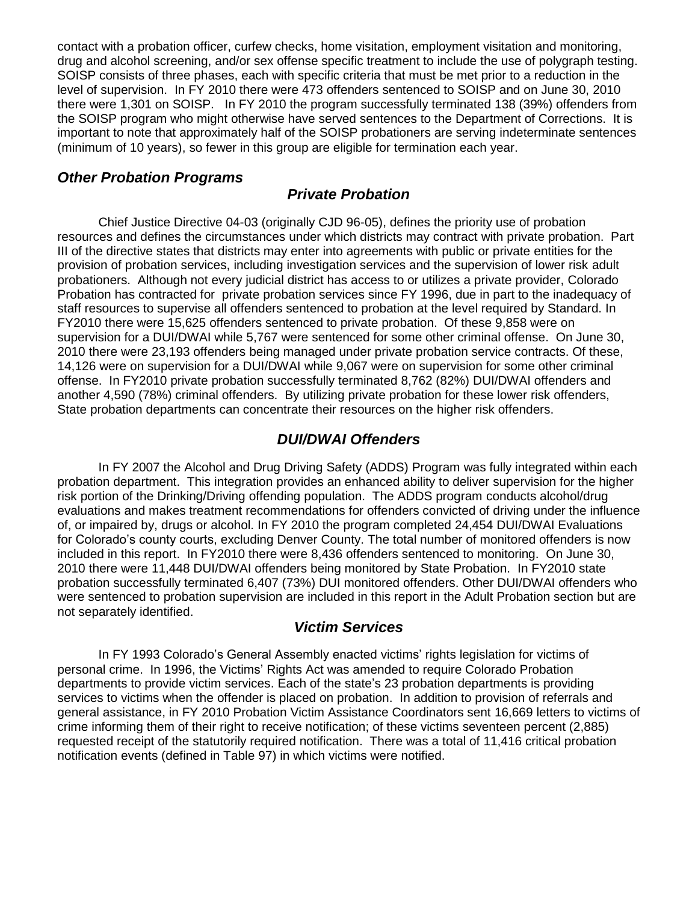contact with a probation officer, curfew checks, home visitation, employment visitation and monitoring, drug and alcohol screening, and/or sex offense specific treatment to include the use of polygraph testing. SOISP consists of three phases, each with specific criteria that must be met prior to a reduction in the level of supervision. In FY 2010 there were 473 offenders sentenced to SOISP and on June 30, 2010 there were 1,301 on SOISP. In FY 2010 the program successfully terminated 138 (39%) offenders from the SOISP program who might otherwise have served sentences to the Department of Corrections. It is important to note that approximately half of the SOISP probationers are serving indeterminate sentences (minimum of 10 years), so fewer in this group are eligible for termination each year.

## *Other Probation Programs*

### *Private Probation*

Chief Justice Directive 04-03 (originally CJD 96-05), defines the priority use of probation resources and defines the circumstances under which districts may contract with private probation. Part III of the directive states that districts may enter into agreements with public or private entities for the provision of probation services, including investigation services and the supervision of lower risk adult probationers. Although not every judicial district has access to or utilizes a private provider, Colorado Probation has contracted for private probation services since FY 1996, due in part to the inadequacy of staff resources to supervise all offenders sentenced to probation at the level required by Standard. In FY2010 there were 15,625 offenders sentenced to private probation. Of these 9,858 were on supervision for a DUI/DWAI while 5,767 were sentenced for some other criminal offense. On June 30, 2010 there were 23,193 offenders being managed under private probation service contracts. Of these, 14,126 were on supervision for a DUI/DWAI while 9,067 were on supervision for some other criminal offense. In FY2010 private probation successfully terminated 8,762 (82%) DUI/DWAI offenders and another 4,590 (78%) criminal offenders. By utilizing private probation for these lower risk offenders, State probation departments can concentrate their resources on the higher risk offenders.

### *DUI/DWAI Offenders*

In FY 2007 the Alcohol and Drug Driving Safety (ADDS) Program was fully integrated within each probation department. This integration provides an enhanced ability to deliver supervision for the higher risk portion of the Drinking/Driving offending population. The ADDS program conducts alcohol/drug evaluations and makes treatment recommendations for offenders convicted of driving under the influence of, or impaired by, drugs or alcohol. In FY 2010 the program completed 24,454 DUI/DWAI Evaluations for Colorado's county courts, excluding Denver County. The total number of monitored offenders is now included in this report. In FY2010 there were 8,436 offenders sentenced to monitoring. On June 30, 2010 there were 11,448 DUI/DWAI offenders being monitored by State Probation. In FY2010 state probation successfully terminated 6,407 (73%) DUI monitored offenders. Other DUI/DWAI offenders who were sentenced to probation supervision are included in this report in the Adult Probation section but are not separately identified.

### *Victim Services*

In FY 1993 Colorado's General Assembly enacted victims' rights legislation for victims of personal crime. In 1996, the Victims' Rights Act was amended to require Colorado Probation departments to provide victim services. Each of the state's 23 probation departments is providing services to victims when the offender is placed on probation. In addition to provision of referrals and general assistance, in FY 2010 Probation Victim Assistance Coordinators sent 16,669 letters to victims of crime informing them of their right to receive notification; of these victims seventeen percent (2,885) requested receipt of the statutorily required notification. There was a total of 11,416 critical probation notification events (defined in Table 97) in which victims were notified.